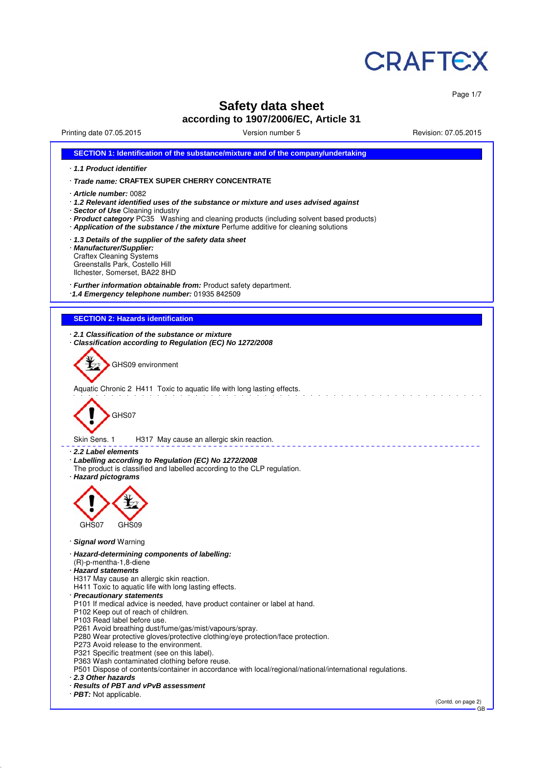# Safety data sheet

## according to 1907/2006/EC, Article 31

Printing date 07.05.2015 Version number 5 Revision: 07.05.2015

### SECTION 1: Identification of the substance/mixture and of the company/undertaking

· ***1.1 Product identifier***

· ***Trade name:*** **CRAFTEX SUPER CHERRY CONCENTRATE**

· ***Article number:*** 0082
· ***1.2 Relevant identified uses of the substance or mixture and uses advised against***
· ***Sector of Use*** Cleaning industry
· ***Product category*** PC35 Washing and cleaning products (including solvent based products)
· ***Application of the substance / the mixture*** Perfume additive for cleaning solutions

· ***1.3 Details of the supplier of the safety data sheet***
· ***Manufacturer/Supplier:***
Craftex Cleaning Systems
Greenstalls Park, Costello Hill
Ilchester, Somerset, BA22 8HD

· ***Further information obtainable from:*** Product safety department.
·***1.4 Emergency telephone number:*** 01935 842509

### SECTION 2: Hazards identification

· ***2.1 Classification of the substance or mixture***
· ***Classification according to Regulation (EC) No 1272/2008***

GHS09 environment

Aquatic Chronic 2 H411 Toxic to aquatic life with long lasting effects.

GHS07

Skin Sens. 1 H317 May cause an allergic skin reaction.

· ***2.2 Label elements***
· ***Labelling according to Regulation (EC) No 1272/2008***
The product is classified and labelled according to the CLP regulation.
· ***Hazard pictograms***

GHS07 GHS09

· ***Signal word*** Warning

· ***Hazard-determining components of labelling:***
(R)-p-mentha-1,8-diene
· ***Hazard statements***
H317 May cause an allergic skin reaction.
H411 Toxic to aquatic life with long lasting effects.
· ***Precautionary statements***
P101 If medical advice is needed, have product container or label at hand.
P102 Keep out of reach of children.
P103 Read label before use.
P261 Avoid breathing dust/fume/gas/mist/vapours/spray.
P280 Wear protective gloves/protective clothing/eye protection/face protection.
P273 Avoid release to the environment.
P321 Specific treatment (see on this label).
P363 Wash contaminated clothing before reuse.
P501 Dispose of contents/container in accordance with local/regional/national/international regulations.
· ***2.3 Other hazards***
· ***Results of PBT and vPvB assessment***
· ***PBT:*** Not applicable.

(Contd. on page 2)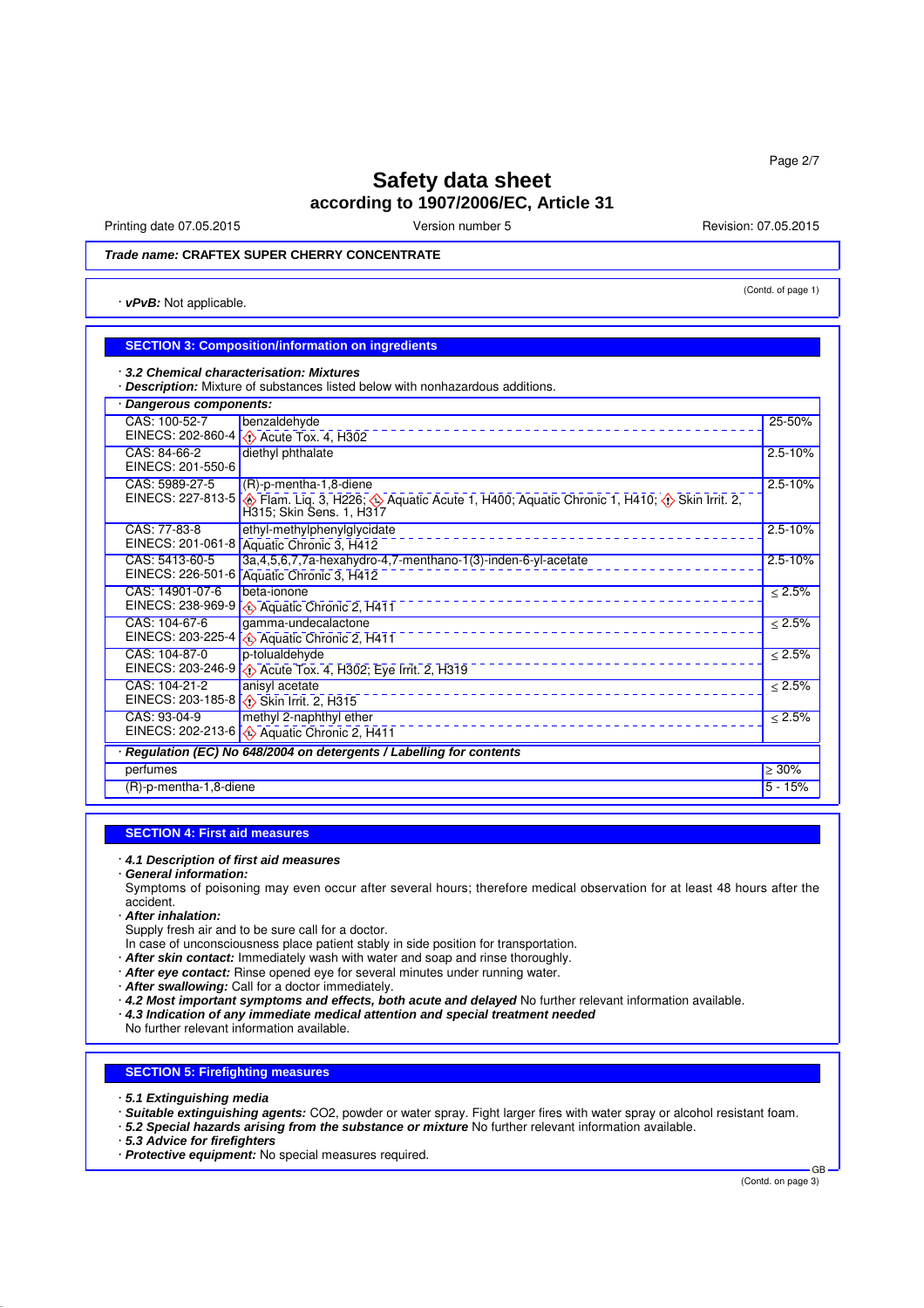**Safety data sheet**
**according to 1907/2006/EC, Article 31**

Printing date 07.05.2015 Version number 5 Revision: 07.05.2015

***Trade name:* CRAFTEX SUPER CHERRY CONCENTRATE**

(Contd. of page 1)

· ***vPvB:*** Not applicable.

## SECTION 3: Composition/information on ingredients

· ***3.2 Chemical characterisation: Mixtures***
· ***Description:*** Mixture of substances listed below with nonhazardous additions.

| · ***Dangerous components:*** | | |
|---|---|---|
| CAS: 100-52-7<br>EINECS: 202-860-4 | benzaldehyde<br>Acute Tox. 4, H302 | 25-50% |
| CAS: 84-66-2<br>EINECS: 201-550-6 | diethyl phthalate | 2.5-10% |
| CAS: 5989-27-5<br>EINECS: 227-813-5 | (R)-p-mentha-1,8-diene<br>Flam. Liq. 3, H226; Aquatic Acute 1, H400; Aquatic Chronic 1, H410; Skin Irrit. 2, H315; Skin Sens. 1, H317 | 2.5-10% |
| CAS: 77-83-8<br>EINECS: 201-061-8 | ethyl-methylphenylglycidate<br>Aquatic Chronic 3, H412 | 2.5-10% |
| CAS: 5413-60-5<br>EINECS: 226-501-6 | 3a,4,5,6,7,7a-hexahydro-4,7-menthano-1(3)-inden-6-yl-acetate<br>Aquatic Chronic 3, H412 | 2.5-10% |
| CAS: 14901-07-6<br>EINECS: 238-969-9 | beta-ionone<br>Aquatic Chronic 2, H411 | ≤ 2.5% |
| CAS: 104-67-6<br>EINECS: 203-225-4 | gamma-undecalactone<br>Aquatic Chronic 2, H411 | ≤ 2.5% |
| CAS: 104-87-0<br>EINECS: 203-246-9 | p-tolualdehyde<br>Acute Tox. 4, H302; Eye Irrit. 2, H319 | ≤ 2.5% |
| CAS: 104-21-2<br>EINECS: 203-185-8 | anisyl acetate<br>Skin Irrit. 2, H315 | ≤ 2.5% |
| CAS: 93-04-9<br>EINECS: 202-213-6 | methyl 2-naphthyl ether<br>Aquatic Chronic 2, H411 | ≤ 2.5% |

| · ***Regulation (EC) No 648/2004 on detergents / Labelling for contents*** | |
|---|---|
| perfumes | ≥ 30% |
| (R)-p-mentha-1,8-diene | 5 - 15% |

## SECTION 4: First aid measures

· ***4.1 Description of first aid measures***
· ***General information:***
Symptoms of poisoning may even occur after several hours; therefore medical observation for at least 48 hours after the accident.
· ***After inhalation:***
Supply fresh air and to be sure call for a doctor.
In case of unconsciousness place patient stably in side position for transportation.
· ***After skin contact:*** Immediately wash with water and soap and rinse thoroughly.
· ***After eye contact:*** Rinse opened eye for several minutes under running water.
· ***After swallowing:*** Call for a doctor immediately.
· ***4.2 Most important symptoms and effects, both acute and delayed*** No further relevant information available.
· ***4.3 Indication of any immediate medical attention and special treatment needed***
No further relevant information available.

## SECTION 5: Firefighting measures

· ***5.1 Extinguishing media***
· ***Suitable extinguishing agents:*** $CO_2$, powder or water spray. Fight larger fires with water spray or alcohol resistant foam.
· ***5.2 Special hazards arising from the substance or mixture*** No further relevant information available.
· ***5.3 Advice for firefighters***
· ***Protective equipment:*** No special measures required.

(Contd. on page 3)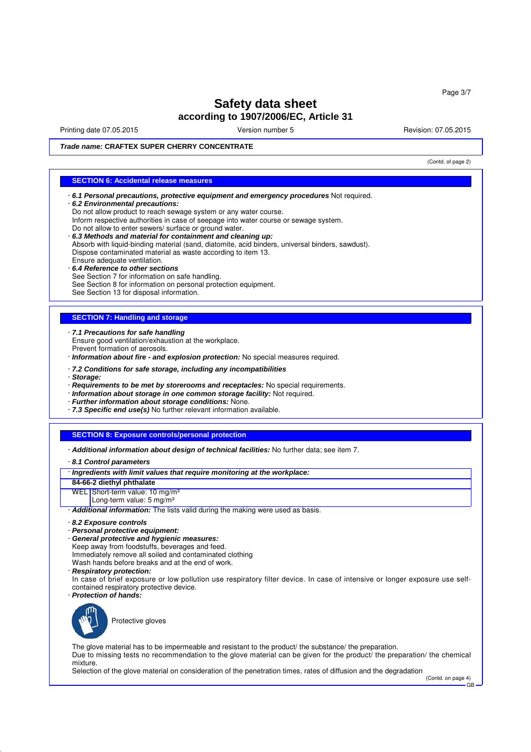# Safety data sheet
## according to 1907/2006/EC, Article 31

Printing date 07.05.2015 Version number 5 Revision: 07.05.2015

***Trade name:*** **CRAFTEX SUPER CHERRY CONCENTRATE**

(Contd. of page 2)

## SECTION 6: Accidental release measures

· ***6.1 Personal precautions, protective equipment and emergency procedures*** Not required.
· ***6.2 Environmental precautions:***
Do not allow product to reach sewage system or any water course.
Inform respective authorities in case of seepage into water course or sewage system.
Do not allow to enter sewers/ surface or ground water.
· ***6.3 Methods and material for containment and cleaning up:***
Absorb with liquid-binding material (sand, diatomite, acid binders, universal binders, sawdust).
Dispose contaminated material as waste according to item 13.
Ensure adequate ventilation.
· ***6.4 Reference to other sections***
See Section 7 for information on safe handling.
See Section 8 for information on personal protection equipment.
See Section 13 for disposal information.

## SECTION 7: Handling and storage

· ***7.1 Precautions for safe handling***
Ensure good ventilation/exhaustion at the workplace.
Prevent formation of aerosols.
· ***Information about fire - and explosion protection:*** No special measures required.
· ***7.2 Conditions for safe storage, including any incompatibilities***
· ***Storage:***
· ***Requirements to be met by storerooms and receptacles:*** No special requirements.
· ***Information about storage in one common storage facility:*** Not required.
· ***Further information about storage conditions:*** None.
· ***7.3 Specific end use(s)*** No further relevant information available.

## SECTION 8: Exposure controls/personal protection

· ***Additional information about design of technical facilities:*** No further data; see item 7.
· ***8.1 Control parameters***

| · ***Ingredients with limit values that require monitoring at the workplace:*** | |
|---|---|
| **84-66-2 diethyl phthalate** | |
| WEL | Short-term value: 10 mg/m³<br>Long-term value: 5 mg/m³ |

· ***Additional information:*** The lists valid during the making were used as basis.

· ***8.2 Exposure controls***
· ***Personal protective equipment:***
· ***General protective and hygienic measures:***
Keep away from foodstuffs, beverages and feed.
Immediately remove all soiled and contaminated clothing
Wash hands before breaks and at the end of work.
· ***Respiratory protection:***
In case of brief exposure or low pollution use respiratory filter device. In case of intensive or longer exposure use self-contained respiratory protective device.
· ***Protection of hands:***

Protective gloves

The glove material has to be impermeable and resistant to the product/ the substance/ the preparation.
Due to missing tests no recommendation to the glove material can be given for the product/ the preparation/ the chemical mixture.
Selection of the glove material on consideration of the penetration times, rates of diffusion and the degradation

(Contd. on page 4)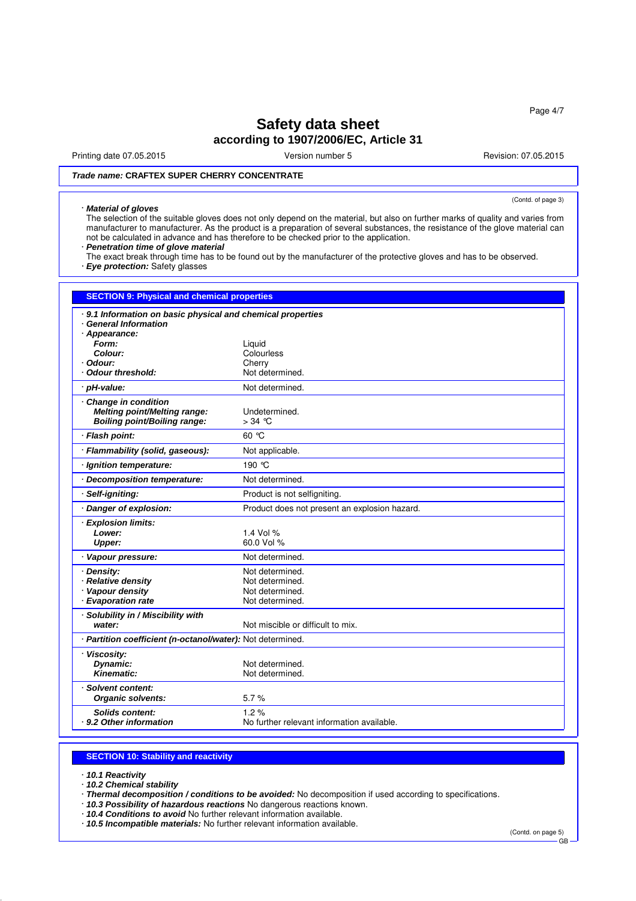# Safety data sheet
## according to 1907/2006/EC, Article 31

Printing date 07.05.2015 | Version number 5 | Revision: 07.05.2015

***Trade name:*** **CRAFTEX SUPER CHERRY CONCENTRATE**

(Contd. of page 3)

· ***Material of gloves***
The selection of the suitable gloves does not only depend on the material, but also on further marks of quality and varies from manufacturer to manufacturer. As the product is a preparation of several substances, the resistance of the glove material can not be calculated in advance and has therefore to be checked prior to the application.

· ***Penetration time of glove material***
The exact break through time has to be found out by the manufacturer of the protective gloves and has to be observed.

· ***Eye protection:*** Safety glasses

## SECTION 9: Physical and chemical properties

| | |
|---|---|
| · ***9.1 Information on basic physical and chemical properties*** | |
| · ***General Information*** | |
| · ***Appearance:*** | |
| ***Form:*** | Liquid |
| ***Colour:*** | Colourless |
| · ***Odour:*** | Cherry |
| · ***Odour threshold:*** | Not determined. |
| · ***pH-value:*** | Not determined. |
| · ***Change in condition*** | |
| ***Melting point/Melting range:*** | Undetermined. |
| ***Boiling point/Boiling range:*** | > 34 °C |
| · ***Flash point:*** | 60 °C |
| · ***Flammability (solid, gaseous):*** | Not applicable. |
| · ***Ignition temperature:*** | 190 °C |
| · ***Decomposition temperature:*** | Not determined. |
| · ***Self-igniting:*** | Product is not selfigniting. |
| · ***Danger of explosion:*** | Product does not present an explosion hazard. |
| · ***Explosion limits:*** | |
| ***Lower:*** | 1.4 Vol % |
| ***Upper:*** | 60.0 Vol % |
| · ***Vapour pressure:*** | Not determined. |
| · ***Density:*** | Not determined. |
| · ***Relative density*** | Not determined. |
| · ***Vapour density*** | Not determined. |
| · ***Evaporation rate*** | Not determined. |
| · ***Solubility in / Miscibility with*** | |
| ***water:*** | Not miscible or difficult to mix. |
| · ***Partition coefficient (n-octanol/water):*** | Not determined. |
| · ***Viscosity:*** | |
| ***Dynamic:*** | Not determined. |
| ***Kinematic:*** | Not determined. |
| · ***Solvent content:*** | |
| ***Organic solvents:*** | 5.7 % |
| ***Solids content:*** | 1.2 % |
| · ***9.2 Other information*** | No further relevant information available. |

## SECTION 10: Stability and reactivity

· ***10.1 Reactivity***

· ***10.2 Chemical stability***

· ***Thermal decomposition / conditions to be avoided:*** No decomposition if used according to specifications.

· ***10.3 Possibility of hazardous reactions*** No dangerous reactions known.

· ***10.4 Conditions to avoid*** No further relevant information available.

· ***10.5 Incompatible materials:*** No further relevant information available.

(Contd. on page 5)

GB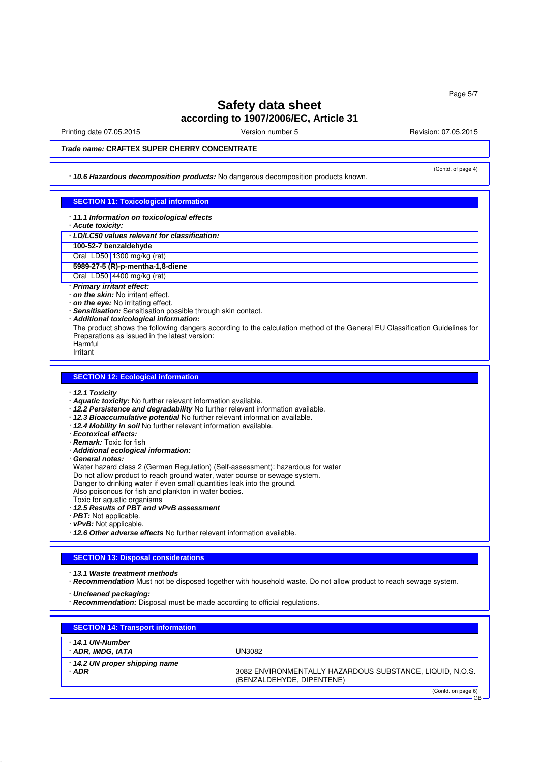# Safety data sheet
## according to 1907/2006/EC, Article 31

Printing date 07.05.2015 Version number 5 Revision: 07.05.2015

***Trade name:* CRAFTEX SUPER CHERRY CONCENTRATE**

(Contd. of page 4)

· ***10.6 Hazardous decomposition products:*** No dangerous decomposition products known.

## SECTION 11: Toxicological information

· ***11.1 Information on toxicological effects***
· ***Acute toxicity:***

| · *LD/LC50 values relevant for classification:* | | |
|---|---|---|
| **100-52-7 benzaldehyde** | | |
| Oral | LD50 | 1300 mg/kg (rat) |
| **5989-27-5 (R)-p-mentha-1,8-diene** | | |
| Oral | LD50 | 4400 mg/kg (rat) |

· ***Primary irritant effect:***
· ***on the skin:*** No irritant effect.
· ***on the eye:*** No irritating effect.
· ***Sensitisation:*** Sensitisation possible through skin contact.
· ***Additional toxicological information:***
The product shows the following dangers according to the calculation method of the General EU Classification Guidelines for Preparations as issued in the latest version:
Harmful
Irritant

## SECTION 12: Ecological information

· ***12.1 Toxicity***
· ***Aquatic toxicity:*** No further relevant information available.
· ***12.2 Persistence and degradability*** No further relevant information available.
· ***12.3 Bioaccumulative potential*** No further relevant information available.
· ***12.4 Mobility in soil*** No further relevant information available.
· ***Ecotoxical effects:***
· ***Remark:*** Toxic for fish
· ***Additional ecological information:***
· ***General notes:***
Water hazard class 2 (German Regulation) (Self-assessment): hazardous for water
Do not allow product to reach ground water, water course or sewage system.
Danger to drinking water if even small quantities leak into the ground.
Also poisonous for fish and plankton in water bodies.
Toxic for aquatic organisms
· ***12.5 Results of PBT and vPvB assessment***
· ***PBT:*** Not applicable.
· ***vPvB:*** Not applicable.
· ***12.6 Other adverse effects*** No further relevant information available.

## SECTION 13: Disposal considerations

· ***13.1 Waste treatment methods***
· ***Recommendation*** Must not be disposed together with household waste. Do not allow product to reach sewage system.

· ***Uncleaned packaging:***
· ***Recommendation:*** Disposal must be made according to official regulations.

## SECTION 14: Transport information

| | |
|---|---|
| · ***14.1 UN-Number*** <br> · ***ADR, IMDG, IATA*** | UN3082 |
| · ***14.2 UN proper shipping name*** <br> · ***ADR*** | 3082 ENVIRONMENTALLY HAZARDOUS SUBSTANCE, LIQUID, N.O.S. (BENZALDEHYDE, DIPENTENE) |

(Contd. on page 6)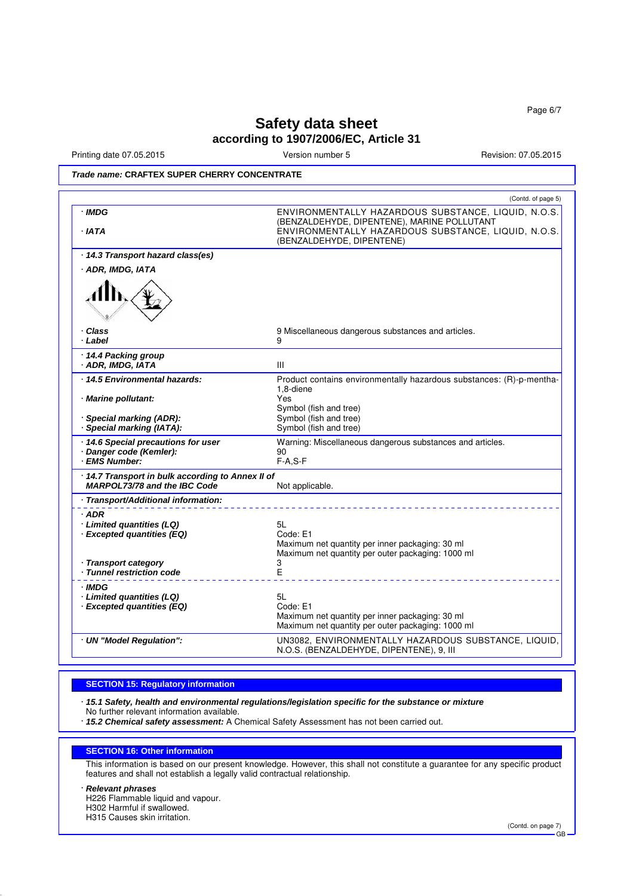# Safety data sheet
## according to 1907/2006/EC, Article 31

Printing date 07.05.2015 | Version number 5 | Revision: 07.05.2015

**Trade name: CRAFTEX SUPER CHERRY CONCENTRATE**

(Contd. of page 5)

| | |
|---|---|
| · ***IMDG*** | ENVIRONMENTALLY HAZARDOUS SUBSTANCE, LIQUID, N.O.S. (BENZALDEHYDE, DIPENTENE), MARINE POLLUTANT |
| · ***IATA*** | ENVIRONMENTALLY HAZARDOUS SUBSTANCE, LIQUID, N.O.S. (BENZALDEHYDE, DIPENTENE) |
| · ***14.3 Transport hazard class(es)*** | |
| · ***ADR, IMDG, IATA*** | |
| · ***Class*** | 9 Miscellaneous dangerous substances and articles. |
| · ***Label*** | 9 |
| · ***14.4 Packing group*** · ***ADR, IMDG, IATA*** | III |
| · ***14.5 Environmental hazards:*** | Product contains environmentally hazardous substances: (R)-p-mentha-1,8-diene |
| · ***Marine pollutant:*** | Yes<br>Symbol (fish and tree) |
| · ***Special marking (ADR):*** | Symbol (fish and tree) |
| · ***Special marking (IATA):*** | Symbol (fish and tree) |
| · ***14.6 Special precautions for user*** | Warning: Miscellaneous dangerous substances and articles. |
| · ***Danger code (Kemler):*** | 90 |
| · ***EMS Number:*** | F-A,S-F |
| · ***14.7 Transport in bulk according to Annex II of MARPOL73/78 and the IBC Code*** | Not applicable. |
| · ***Transport/Additional information:*** | |
| · ***ADR*** | |
| · ***Limited quantities (LQ)*** | 5L |
| · ***Excepted quantities (EQ)*** | Code: E1<br>Maximum net quantity per inner packaging: 30 ml<br>Maximum net quantity per outer packaging: 1000 ml |
| · ***Transport category*** | 3 |
| · ***Tunnel restriction code*** | E |
| · ***IMDG*** | |
| · ***Limited quantities (LQ)*** | 5L |
| · ***Excepted quantities (EQ)*** | Code: E1<br>Maximum net quantity per inner packaging: 30 ml<br>Maximum net quantity per outer packaging: 1000 ml |
| · ***UN "Model Regulation":*** | UN3082, ENVIRONMENTALLY HAZARDOUS SUBSTANCE, LIQUID, N.O.S. (BENZALDEHYDE, DIPENTENE), 9, III |

## SECTION 15: Regulatory information

· ***15.1 Safety, health and environmental regulations/legislation specific for the substance or mixture***
No further relevant information available.

· ***15.2 Chemical safety assessment:*** A Chemical Safety Assessment has not been carried out.

## SECTION 16: Other information

This information is based on our present knowledge. However, this shall not constitute a guarantee for any specific product features and shall not establish a legally valid contractual relationship.

· ***Relevant phrases***
H226 Flammable liquid and vapour.
H302 Harmful if swallowed.
H315 Causes skin irritation.

(Contd. on page 7)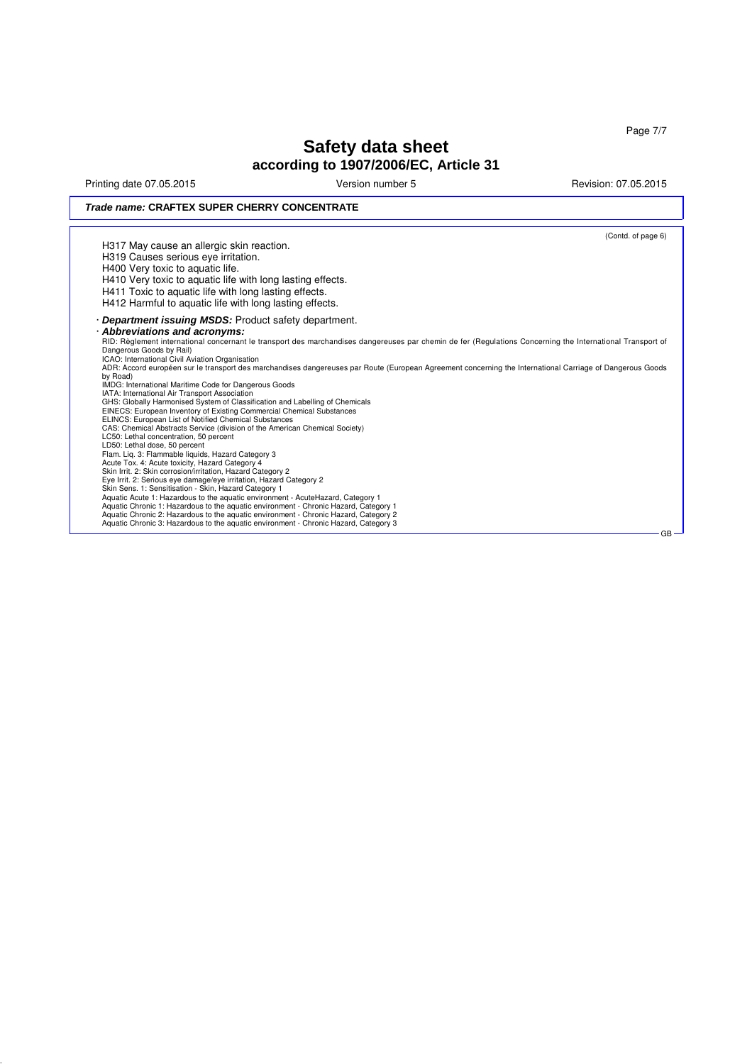# Safety data sheet

## according to 1907/2006/EC, Article 31

Printing date 07.05.2015 Version number 5 Revision: 07.05.2015

***Trade name:* CRAFTEX SUPER CHERRY CONCENTRATE**

(Contd. of page 6)

H317 May cause an allergic skin reaction.
H319 Causes serious eye irritation.
H400 Very toxic to aquatic life.
H410 Very toxic to aquatic life with long lasting effects.
H411 Toxic to aquatic life with long lasting effects.
H412 Harmful to aquatic life with long lasting effects.

· ***Department issuing MSDS:*** Product safety department.

· ***Abbreviations and acronyms:***

RID: Règlement international concernant le transport des marchandises dangereuses par chemin de fer (Regulations Concerning the International Transport of Dangerous Goods by Rail)
ICAO: International Civil Aviation Organisation
ADR: Accord européen sur le transport des marchandises dangereuses par Route (European Agreement concerning the International Carriage of Dangerous Goods by Road)
IMDG: International Maritime Code for Dangerous Goods
IATA: International Air Transport Association
GHS: Globally Harmonised System of Classification and Labelling of Chemicals
EINECS: European Inventory of Existing Commercial Chemical Substances
ELINCS: European List of Notified Chemical Substances
CAS: Chemical Abstracts Service (division of the American Chemical Society)
LC50: Lethal concentration, 50 percent
LD50: Lethal dose, 50 percent
Flam. Liq. 3: Flammable liquids, Hazard Category 3
Acute Tox. 4: Acute toxicity, Hazard Category 4
Skin Irrit. 2: Skin corrosion/irritation, Hazard Category 2
Eye Irrit. 2: Serious eye damage/eye irritation, Hazard Category 2
Skin Sens. 1: Sensitisation - Skin, Hazard Category 1
Aquatic Acute 1: Hazardous to the aquatic environment - AcuteHazard, Category 1
Aquatic Chronic 1: Hazardous to the aquatic environment - Chronic Hazard, Category 1
Aquatic Chronic 2: Hazardous to the aquatic environment - Chronic Hazard, Category 2
Aquatic Chronic 3: Hazardous to the aquatic environment - Chronic Hazard, Category 3

GB